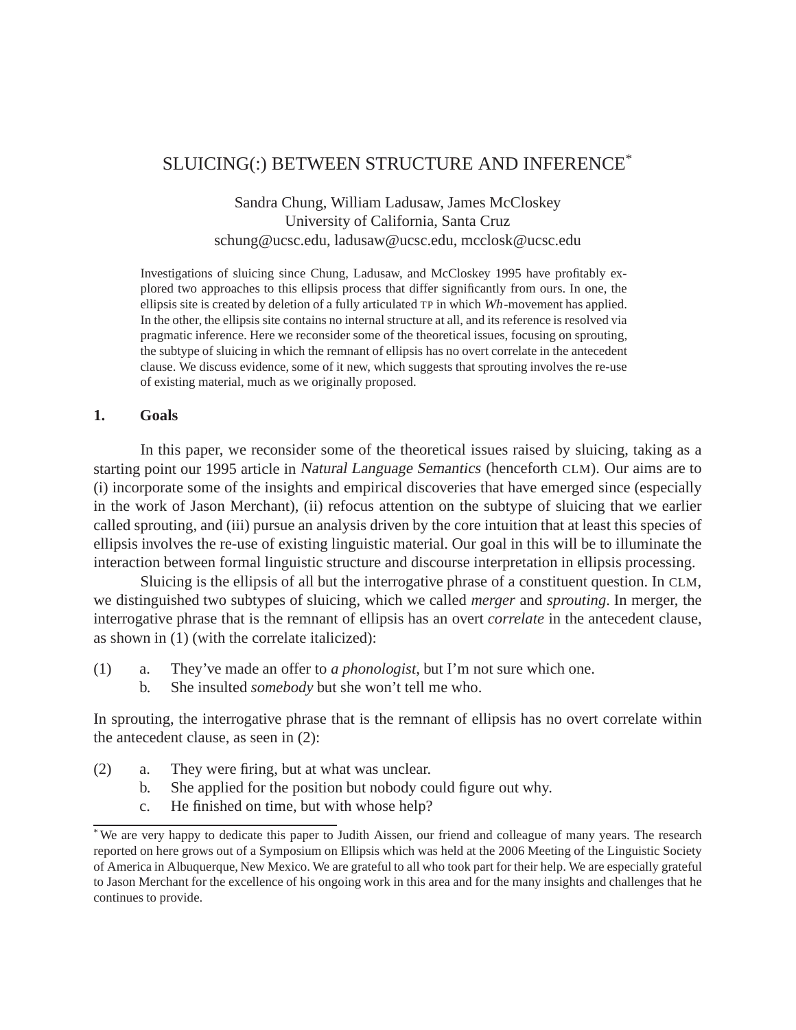# SLUICING(:) BETWEEN STRUCTURE AND INFERENCE*

Sandra Chung, William Ladusaw, James McCloskey
University of California, Santa Cruz
schung@ucsc.edu, ladusaw@ucsc.edu, mcclosk@ucsc.edu

Investigations of sluicing since Chung, Ladusaw, and McCloskey 1995 have profitably explored two approaches to this ellipsis process that differ significantly from ours. In one, the ellipsis site is created by deletion of a fully articulated TP in which *Wh*-movement has applied. In the other, the ellipsis site contains no internal structure at all, and its reference is resolved via pragmatic inference. Here we reconsider some of the theoretical issues, focusing on sprouting, the subtype of sluicing in which the remnant of ellipsis has no overt correlate in the antecedent clause. We discuss evidence, some of it new, which suggests that sprouting involves the re-use of existing material, much as we originally proposed.

## 1. Goals

In this paper, we reconsider some of the theoretical issues raised by sluicing, taking as a starting point our 1995 article in *Natural Language Semantics* (henceforth CLM). Our aims are to (i) incorporate some of the insights and empirical discoveries that have emerged since (especially in the work of Jason Merchant), (ii) refocus attention on the subtype of sluicing that we earlier called sprouting, and (iii) pursue an analysis driven by the core intuition that at least this species of ellipsis involves the re-use of existing linguistic material. Our goal in this will be to illuminate the interaction between formal linguistic structure and discourse interpretation in ellipsis processing.

Sluicing is the ellipsis of all but the interrogative phrase of a constituent question. In CLM, we distinguished two subtypes of sluicing, which we called *merger* and *sprouting*. In merger, the interrogative phrase that is the remnant of ellipsis has an overt *correlate* in the antecedent clause, as shown in (1) (with the correlate italicized):

(1) a. They've made an offer to *a phonologist*, but I'm not sure which one.
  b. She insulted *somebody* but she won't tell me who.

In sprouting, the interrogative phrase that is the remnant of ellipsis has no overt correlate within the antecedent clause, as seen in (2):

(2) a. They were firing, but at what was unclear.
  b. She applied for the position but nobody could figure out why.
  c. He finished on time, but with whose help?

* We are very happy to dedicate this paper to Judith Aissen, our friend and colleague of many years. The research reported on here grows out of a Symposium on Ellipsis which was held at the 2006 Meeting of the Linguistic Society of America in Albuquerque, New Mexico. We are grateful to all who took part for their help. We are especially grateful to Jason Merchant for the excellence of his ongoing work in this area and for the many insights and challenges that he continues to provide.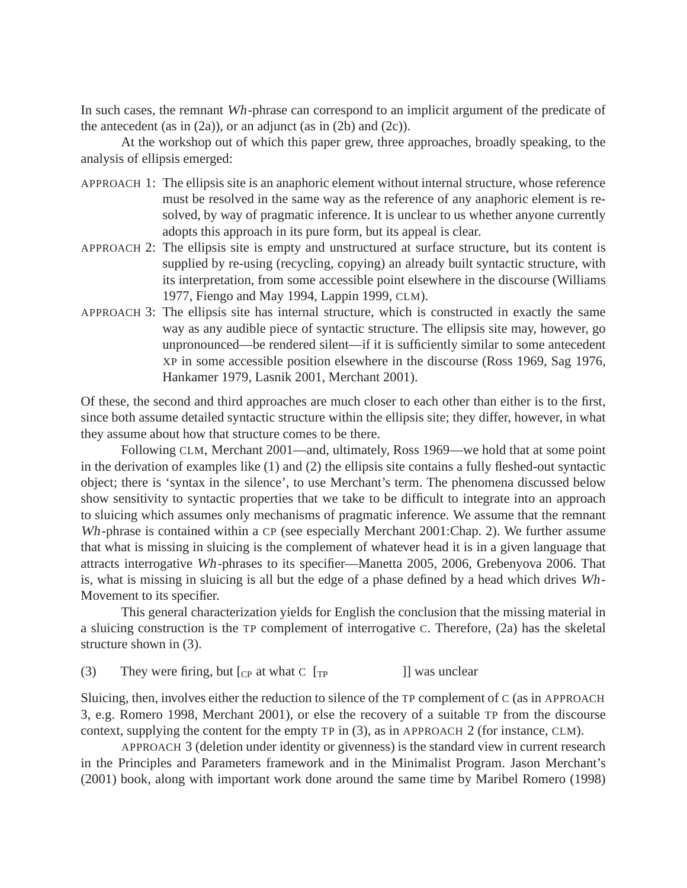In such cases, the remnant *Wh*-phrase can correspond to an implicit argument of the predicate of the antecedent (as in (2a)), or an adjunct (as in (2b) and (2c)).

At the workshop out of which this paper grew, three approaches, broadly speaking, to the analysis of ellipsis emerged:

- APPROACH 1: The ellipsis site is an anaphoric element without internal structure, whose reference must be resolved in the same way as the reference of any anaphoric element is resolved, by way of pragmatic inference. It is unclear to us whether anyone currently adopts this approach in its pure form, but its appeal is clear.
- APPROACH 2: The ellipsis site is empty and unstructured at surface structure, but its content is supplied by re-using (recycling, copying) an already built syntactic structure, with its interpretation, from some accessible point elsewhere in the discourse (Williams 1977, Fiengo and May 1994, Lappin 1999, CLM).
- APPROACH 3: The ellipsis site has internal structure, which is constructed in exactly the same way as any audible piece of syntactic structure. The ellipsis site may, however, go unpronounced—be rendered silent—if it is sufficiently similar to some antecedent XP in some accessible position elsewhere in the discourse (Ross 1969, Sag 1976, Hankamer 1979, Lasnik 2001, Merchant 2001).

Of these, the second and third approaches are much closer to each other than either is to the first, since both assume detailed syntactic structure within the ellipsis site; they differ, however, in what they assume about how that structure comes to be there.

Following CLM, Merchant 2001—and, ultimately, Ross 1969—we hold that at some point in the derivation of examples like (1) and (2) the ellipsis site contains a fully fleshed-out syntactic object; there is 'syntax in the silence', to use Merchant's term. The phenomena discussed below show sensitivity to syntactic properties that we take to be difficult to integrate into an approach to sluicing which assumes only mechanisms of pragmatic inference. We assume that the remnant *Wh*-phrase is contained within a CP (see especially Merchant 2001:Chap. 2). We further assume that what is missing in sluicing is the complement of whatever head it is in a given language that attracts interrogative *Wh*-phrases to its specifier—Manetta 2005, 2006, Grebenyova 2006. That is, what is missing in sluicing is all but the edge of a phase defined by a head which drives *Wh*-Movement to its specifier.

This general characterization yields for English the conclusion that the missing material in a sluicing construction is the TP complement of interrogative C. Therefore, (2a) has the skeletal structure shown in (3).

(3) They were firing, but [$_{\text{CP}}$ at what C [$_{\text{TP}}$ ]] was unclear

Sluicing, then, involves either the reduction to silence of the TP complement of C (as in APPROACH 3, e.g. Romero 1998, Merchant 2001), or else the recovery of a suitable TP from the discourse context, supplying the content for the empty TP in (3), as in APPROACH 2 (for instance, CLM).

APPROACH 3 (deletion under identity or givenness) is the standard view in current research in the Principles and Parameters framework and in the Minimalist Program. Jason Merchant's (2001) book, along with important work done around the same time by Maribel Romero (1998)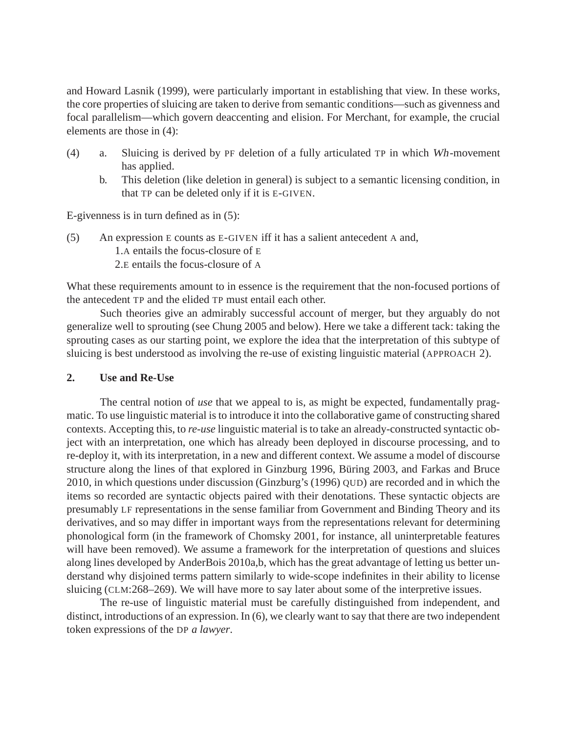and Howard Lasnik (1999), were particularly important in establishing that view. In these works, the core properties of sluicing are taken to derive from semantic conditions—such as givenness and focal parallelism—which govern deaccenting and elision. For Merchant, for example, the crucial elements are those in (4):

(4) a. Sluicing is derived by PF deletion of a fully articulated TP in which *Wh*-movement has applied.
  b. This deletion (like deletion in general) is subject to a semantic licensing condition, in that TP can be deleted only if it is E-GIVEN.

E-givenness is in turn defined as in (5):

(5) An expression E counts as E-GIVEN iff it has a salient antecedent A and,
  1. A entails the focus-closure of E
  2. E entails the focus-closure of A

What these requirements amount to in essence is the requirement that the non-focused portions of the antecedent TP and the elided TP must entail each other.

Such theories give an admirably successful account of merger, but they arguably do not generalize well to sprouting (see Chung 2005 and below). Here we take a different tack: taking the sprouting cases as our starting point, we explore the idea that the interpretation of this subtype of sluicing is best understood as involving the re-use of existing linguistic material (APPROACH 2).

## 2. Use and Re-Use

The central notion of *use* that we appeal to is, as might be expected, fundamentally pragmatic. To use linguistic material is to introduce it into the collaborative game of constructing shared contexts. Accepting this, to *re-use* linguistic material is to take an already-constructed syntactic object with an interpretation, one which has already been deployed in discourse processing, and to re-deploy it, with its interpretation, in a new and different context. We assume a model of discourse structure along the lines of that explored in Ginzburg 1996, Büring 2003, and Farkas and Bruce 2010, in which questions under discussion (Ginzburg's (1996) QUD) are recorded and in which the items so recorded are syntactic objects paired with their denotations. These syntactic objects are presumably LF representations in the sense familiar from Government and Binding Theory and its derivatives, and so may differ in important ways from the representations relevant for determining phonological form (in the framework of Chomsky 2001, for instance, all uninterpretable features will have been removed). We assume a framework for the interpretation of questions and sluices along lines developed by AnderBois 2010a,b, which has the great advantage of letting us better understand why disjoined terms pattern similarly to wide-scope indefinites in their ability to license sluicing (CLM:268–269). We will have more to say later about some of the interpretive issues.

The re-use of linguistic material must be carefully distinguished from independent, and distinct, introductions of an expression. In (6), we clearly want to say that there are two independent token expressions of the DP *a lawyer*.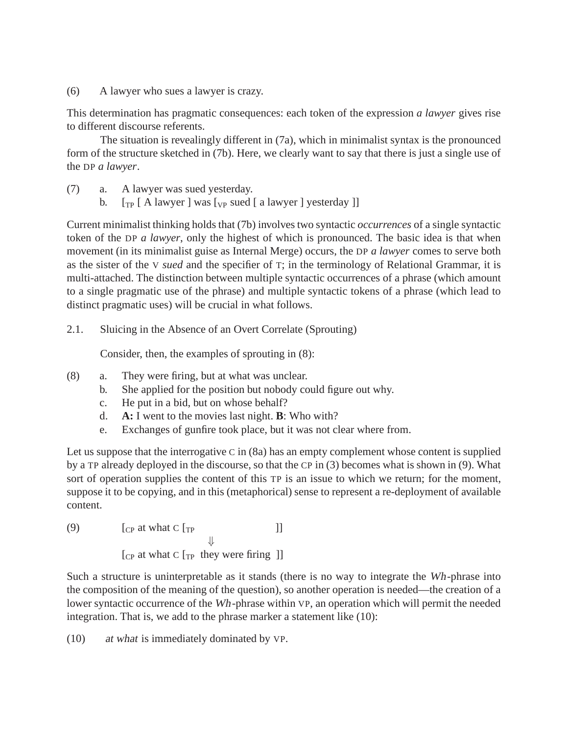(6) A lawyer who sues a lawyer is crazy.

This determination has pragmatic consequences: each token of the expression *a lawyer* gives rise to different discourse referents.

The situation is revealingly different in (7a), which in minimalist syntax is the pronounced form of the structure sketched in (7b). Here, we clearly want to say that there is just a single use of the DP *a lawyer*.

(7) a. A lawyer was sued yesterday.
 b. [$_{TP}$ [ A lawyer ] was [$_{VP}$ sued [ a lawyer ] yesterday ]]

Current minimalist thinking holds that (7b) involves two syntactic *occurrences* of a single syntactic token of the DP *a lawyer*, only the highest of which is pronounced. The basic idea is that when movement (in its minimalist guise as Internal Merge) occurs, the DP *a lawyer* comes to serve both as the sister of the V *sued* and the specifier of T; in the terminology of Relational Grammar, it is multi-attached. The distinction between multiple syntactic occurrences of a phrase (which amount to a single pragmatic use of the phrase) and multiple syntactic tokens of a phrase (which lead to distinct pragmatic uses) will be crucial in what follows.

## 2.1. Sluicing in the Absence of an Overt Correlate (Sprouting)

Consider, then, the examples of sprouting in (8):

(8) a. They were firing, but at what was unclear.
 b. She applied for the position but nobody could figure out why.
 c. He put in a bid, but on whose behalf?
 d. **A:** I went to the movies last night. **B**: Who with?
 e. Exchanges of gunfire took place, but it was not clear where from.

Let us suppose that the interrogative C in (8a) has an empty complement whose content is supplied by a TP already deployed in the discourse, so that the CP in (3) becomes what is shown in (9). What sort of operation supplies the content of this TP is an issue to which we return; for the moment, suppose it to be copying, and in this (metaphorical) sense to represent a re-deployment of available content.

(9) [$_{CP}$ at what C [$_{TP}$ ]]
 ⇓
 [$_{CP}$ at what C [$_{TP}$ they were firing ]]

Such a structure is uninterpretable as it stands (there is no way to integrate the *Wh*-phrase into the composition of the meaning of the question), so another operation is needed—the creation of a lower syntactic occurrence of the *Wh*-phrase within VP, an operation which will permit the needed integration. That is, we add to the phrase marker a statement like (10):

(10) *at what* is immediately dominated by VP.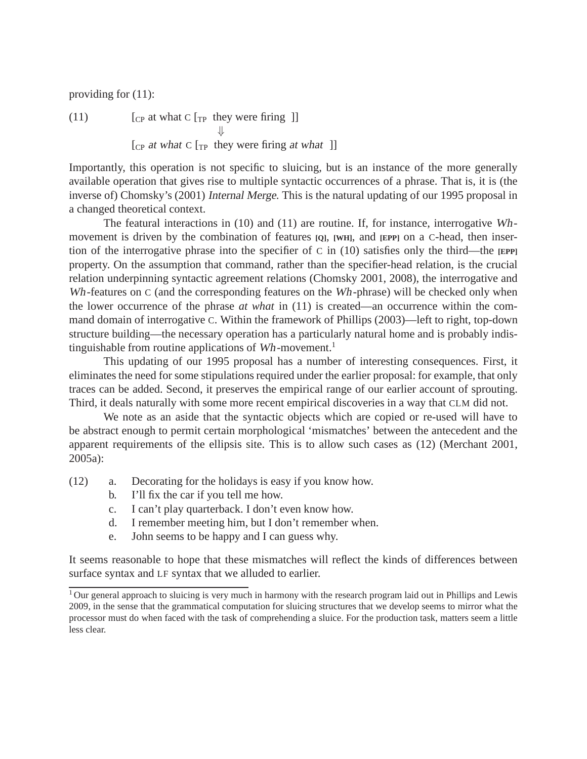providing for (11):

(11) $[_{\text{CP}}$ at what C $[_{\text{TP}}$ they were firing ]]
$\Downarrow$
$[_{\text{CP}}$ *at what* C $[_{\text{TP}}$ they were firing *at what* ]]

Importantly, this operation is not specific to sluicing, but is an instance of the more generally available operation that gives rise to multiple syntactic occurrences of a phrase. That is, it is (the inverse of) Chomsky's (2001) *Internal Merge*. This is the natural updating of our 1995 proposal in a changed theoretical context.

The featural interactions in (10) and (11) are routine. If, for instance, interrogative *Wh*-movement is driven by the combination of features **[Q]**, **[WH]**, and **[EPP]** on a C-head, then insertion of the interrogative phrase into the specifier of C in (10) satisfies only the third—the **[EPP]** property. On the assumption that command, rather than the specifier-head relation, is the crucial relation underpinning syntactic agreement relations (Chomsky 2001, 2008), the interrogative and *Wh*-features on C (and the corresponding features on the *Wh*-phrase) will be checked only when the lower occurrence of the phrase *at what* in (11) is created—an occurrence within the command domain of interrogative C. Within the framework of Phillips (2003)—left to right, top-down structure building—the necessary operation has a particularly natural home and is probably indistinguishable from routine applications of *Wh*-movement.[1]

This updating of our 1995 proposal has a number of interesting consequences. First, it eliminates the need for some stipulations required under the earlier proposal: for example, that only traces can be added. Second, it preserves the empirical range of our earlier account of sprouting. Third, it deals naturally with some more recent empirical discoveries in a way that CLM did not.

We note as an aside that the syntactic objects which are copied or re-used will have to be abstract enough to permit certain morphological 'mismatches' between the antecedent and the apparent requirements of the ellipsis site. This is to allow such cases as (12) (Merchant 2001, 2005a):

(12)
a. Decorating for the holidays is easy if you know how.
b. I'll fix the car if you tell me how.
c. I can't play quarterback. I don't even know how.
d. I remember meeting him, but I don't remember when.
e. John seems to be happy and I can guess why.

It seems reasonable to hope that these mismatches will reflect the kinds of differences between surface syntax and LF syntax that we alluded to earlier.

[1] Our general approach to sluicing is very much in harmony with the research program laid out in Phillips and Lewis 2009, in the sense that the grammatical computation for sluicing structures that we develop seems to mirror what the processor must do when faced with the task of comprehending a sluice. For the production task, matters seem a little less clear.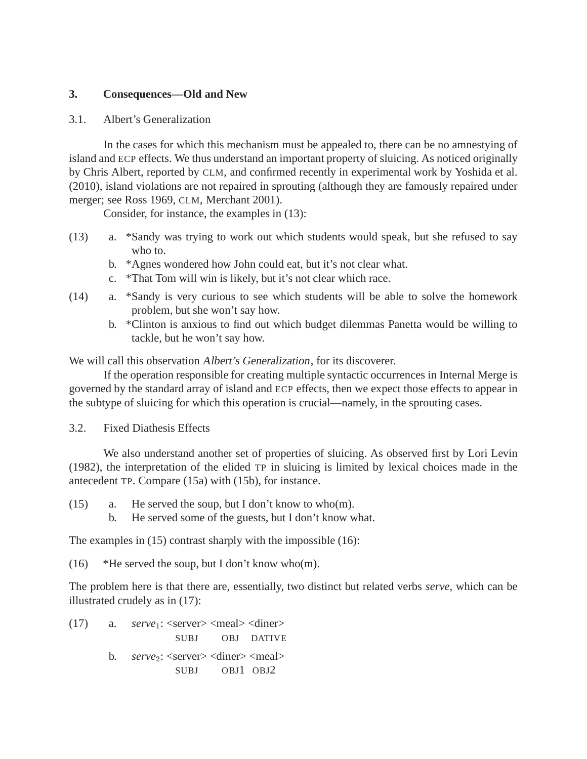## 3. Consequences—Old and New

### 3.1. Albert's Generalization

In the cases for which this mechanism must be appealed to, there can be no amnestying of island and ECP effects. We thus understand an important property of sluicing. As noticed originally by Chris Albert, reported by CLM, and confirmed recently in experimental work by Yoshida et al. (2010), island violations are not repaired in sprouting (although they are famously repaired under merger; see Ross 1969, CLM, Merchant 2001).

Consider, for instance, the examples in (13):

(13) a. *Sandy was trying to work out which students would speak, but she refused to say who to.
b. *Agnes wondered how John could eat, but it's not clear what.
c. *That Tom will win is likely, but it's not clear which race.

(14) a. *Sandy is very curious to see which students will be able to solve the homework problem, but she won't say how.
b. *Clinton is anxious to find out which budget dilemmas Panetta would be willing to tackle, but he won't say how.

We will call this observation *Albert's Generalization*, for its discoverer.

If the operation responsible for creating multiple syntactic occurrences in Internal Merge is governed by the standard array of island and ECP effects, then we expect those effects to appear in the subtype of sluicing for which this operation is crucial—namely, in the sprouting cases.

### 3.2. Fixed Diathesis Effects

We also understand another set of properties of sluicing. As observed first by Lori Levin (1982), the interpretation of the elided TP in sluicing is limited by lexical choices made in the antecedent TP. Compare (15a) with (15b), for instance.

(15) a. He served the soup, but I don't know to who(m).
b. He served some of the guests, but I don't know what.

The examples in (15) contrast sharply with the impossible (16):

(16) *He served the soup, but I don't know who(m).

The problem here is that there are, essentially, two distinct but related verbs *serve*, which can be illustrated crudely as in (17):

(17) a. *serve*$_1$: <server> <meal> <diner>
SUBJ OBJ DATIVE

b. *serve*$_2$: <server> <diner> <meal>
SUBJ OBJ1 OBJ2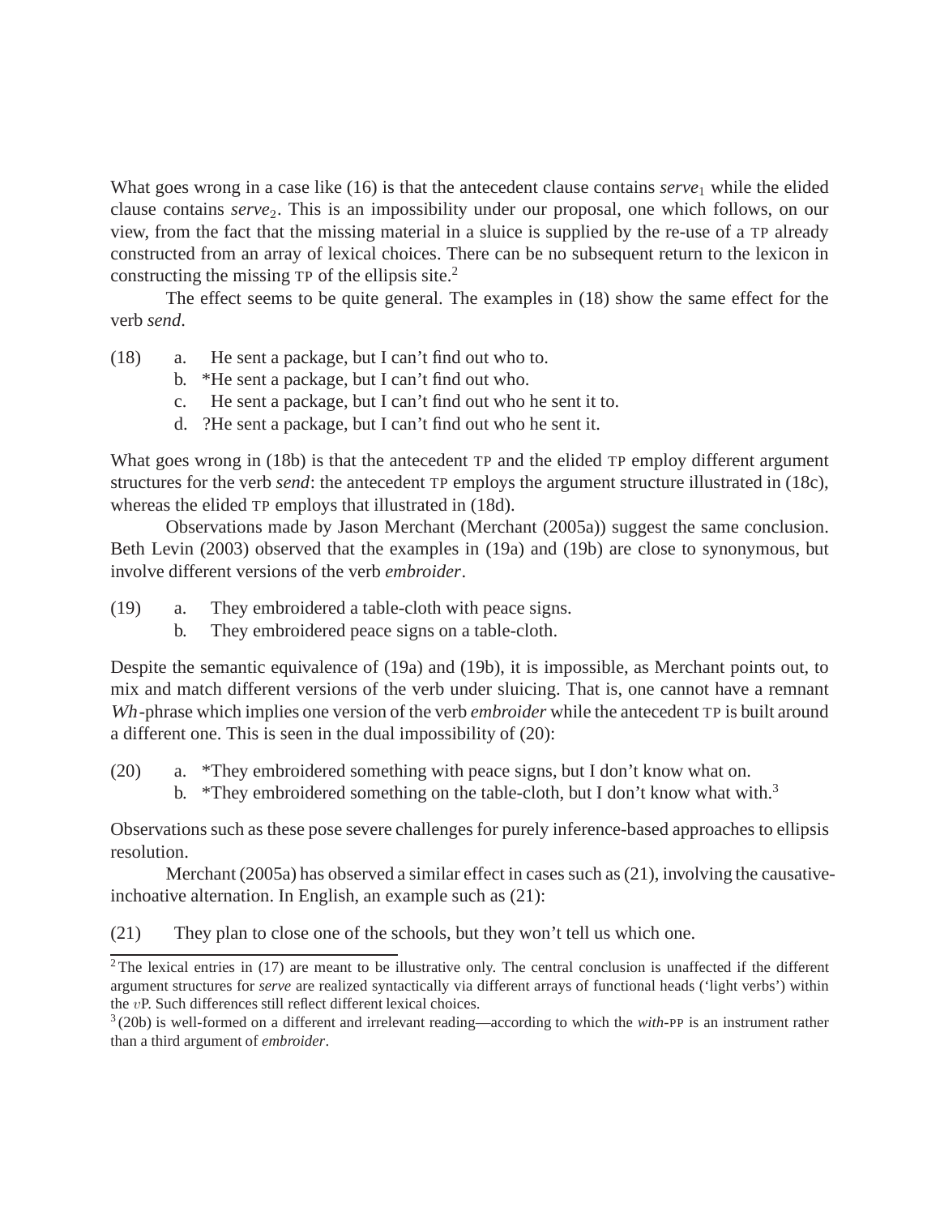What goes wrong in a case like (16) is that the antecedent clause contains *serve*$_1$ while the elided clause contains *serve*$_2$. This is an impossibility under our proposal, one which follows, on our view, from the fact that the missing material in a sluice is supplied by the re-use of a TP already constructed from an array of lexical choices. There can be no subsequent return to the lexicon in constructing the missing TP of the ellipsis site.[2]

The effect seems to be quite general. The examples in (18) show the same effect for the verb *send*.

(18)
a. He sent a package, but I can't find out who to.
b. *He sent a package, but I can't find out who.
c. He sent a package, but I can't find out who he sent it to.
d. ?He sent a package, but I can't find out who he sent it.

What goes wrong in (18b) is that the antecedent TP and the elided TP employ different argument structures for the verb *send*: the antecedent TP employs the argument structure illustrated in (18c), whereas the elided TP employs that illustrated in (18d).

Observations made by Jason Merchant (Merchant (2005a)) suggest the same conclusion. Beth Levin (2003) observed that the examples in (19a) and (19b) are close to synonymous, but involve different versions of the verb *embroider*.

(19)
a. They embroidered a table-cloth with peace signs.
b. They embroidered peace signs on a table-cloth.

Despite the semantic equivalence of (19a) and (19b), it is impossible, as Merchant points out, to mix and match different versions of the verb under sluicing. That is, one cannot have a remnant *Wh*-phrase which implies one version of the verb *embroider* while the antecedent TP is built around a different one. This is seen in the dual impossibility of (20):

(20)
a. *They embroidered something with peace signs, but I don't know what on.
b. *They embroidered something on the table-cloth, but I don't know what with.[3]

Observations such as these pose severe challenges for purely inference-based approaches to ellipsis resolution.

Merchant (2005a) has observed a similar effect in cases such as (21), involving the causative-inchoative alternation. In English, an example such as (21):

(21) They plan to close one of the schools, but they won't tell us which one.

---

[2] The lexical entries in (17) are meant to be illustrative only. The central conclusion is unaffected if the different argument structures for *serve* are realized syntactically via different arrays of functional heads ('light verbs') within the *v*P. Such differences still reflect different lexical choices.

[3] (20b) is well-formed on a different and irrelevant reading—according to which the *with*-PP is an instrument rather than a third argument of *embroider*.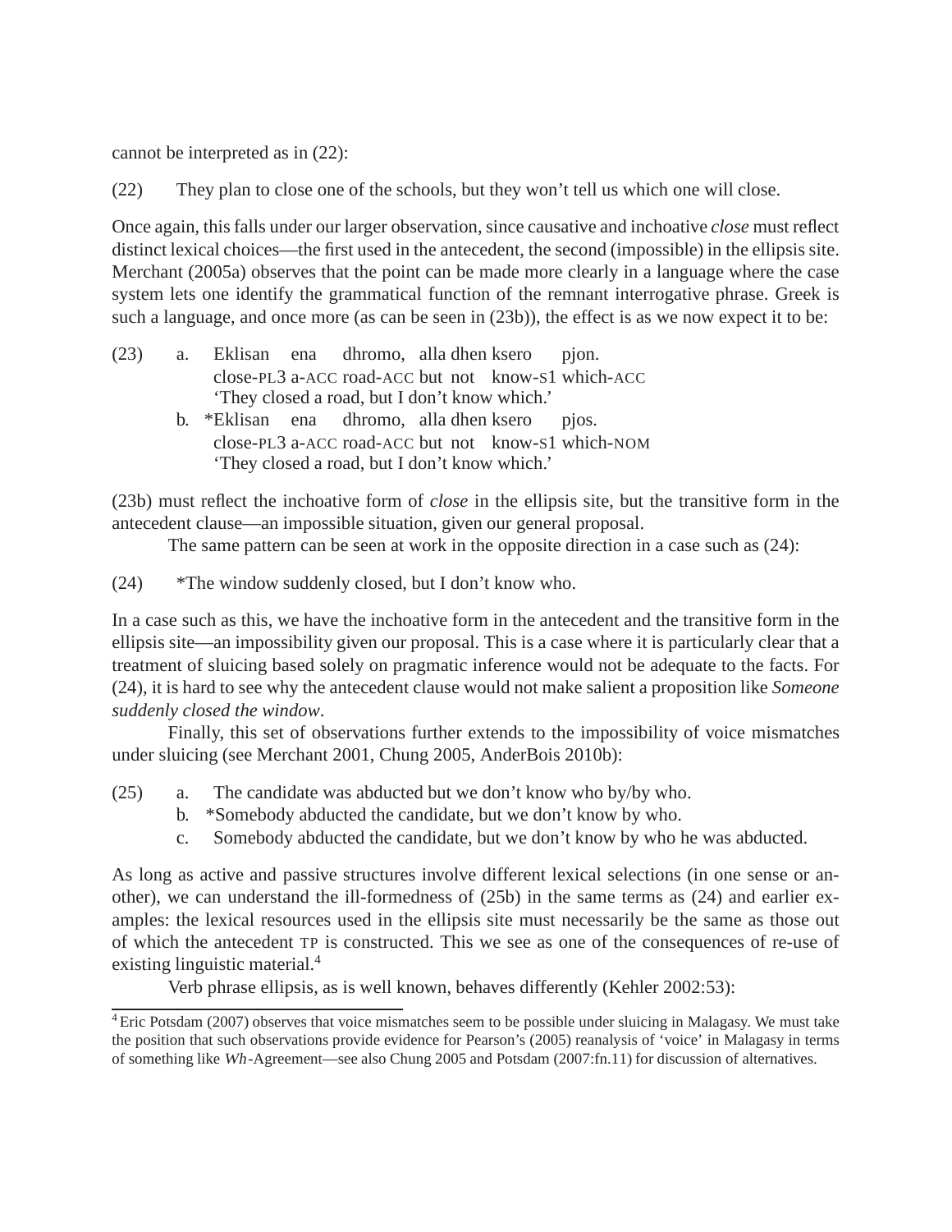cannot be interpreted as in (22):

(22) They plan to close one of the schools, but they won't tell us which one will close.

Once again, this falls under our larger observation, since causative and inchoative *close* must reflect distinct lexical choices—the first used in the antecedent, the second (impossible) in the ellipsis site. Merchant (2005a) observes that the point can be made more clearly in a language where the case system lets one identify the grammatical function of the remnant interrogative phrase. Greek is such a language, and once more (as can be seen in (23b)), the effect is as we now expect it to be:

(23) a. Eklisan ena dhromo, alla dhen ksero pjon.
close-PL3 a-ACC road-ACC but not know-S1 which-ACC
'They closed a road, but I don't know which.'

b. *Eklisan ena dhromo, alla dhen ksero pjos.
close-PL3 a-ACC road-ACC but not know-S1 which-NOM
'They closed a road, but I don't know which.'

(23b) must reflect the inchoative form of *close* in the ellipsis site, but the transitive form in the antecedent clause—an impossible situation, given our general proposal.

The same pattern can be seen at work in the opposite direction in a case such as (24):

(24) *The window suddenly closed, but I don't know who.

In a case such as this, we have the inchoative form in the antecedent and the transitive form in the ellipsis site—an impossibility given our proposal. This is a case where it is particularly clear that a treatment of sluicing based solely on pragmatic inference would not be adequate to the facts. For (24), it is hard to see why the antecedent clause would not make salient a proposition like *Someone suddenly closed the window*.

Finally, this set of observations further extends to the impossibility of voice mismatches under sluicing (see Merchant 2001, Chung 2005, AnderBois 2010b):

(25) a. The candidate was abducted but we don't know who by/by who.
b. *Somebody abducted the candidate, but we don't know by who.
c. Somebody abducted the candidate, but we don't know by who he was abducted.

As long as active and passive structures involve different lexical selections (in one sense or another), we can understand the ill-formedness of (25b) in the same terms as (24) and earlier examples: the lexical resources used in the ellipsis site must necessarily be the same as those out of which the antecedent TP is constructed. This we see as one of the consequences of re-use of existing linguistic material.[4]

Verb phrase ellipsis, as is well known, behaves differently (Kehler 2002:53):

[4] Eric Potsdam (2007) observes that voice mismatches seem to be possible under sluicing in Malagasy. We must take the position that such observations provide evidence for Pearson's (2005) reanalysis of 'voice' in Malagasy in terms of something like *Wh*-Agreement—see also Chung 2005 and Potsdam (2007:fn.11) for discussion of alternatives.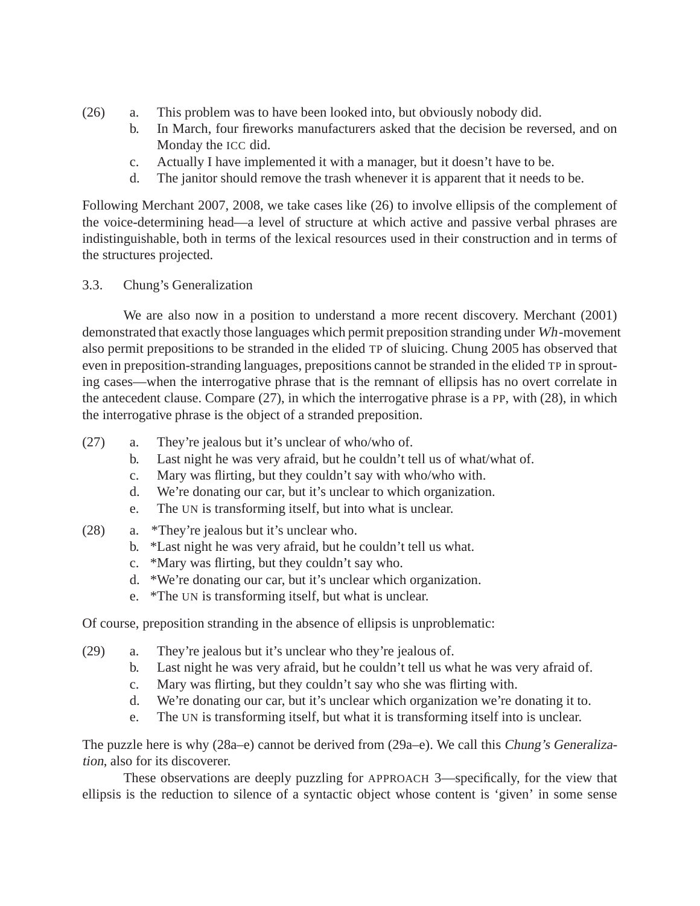(26) a. This problem was to have been looked into, but obviously nobody did.
b. In March, four fireworks manufacturers asked that the decision be reversed, and on Monday the ICC did.
c. Actually I have implemented it with a manager, but it doesn't have to be.
d. The janitor should remove the trash whenever it is apparent that it needs to be.

Following Merchant 2007, 2008, we take cases like (26) to involve ellipsis of the complement of the voice-determining head—a level of structure at which active and passive verbal phrases are indistinguishable, both in terms of the lexical resources used in their construction and in terms of the structures projected.

### 3.3. Chung's Generalization

We are also now in a position to understand a more recent discovery. Merchant (2001) demonstrated that exactly those languages which permit preposition stranding under *Wh*-movement also permit prepositions to be stranded in the elided TP of sluicing. Chung 2005 has observed that even in preposition-stranding languages, prepositions cannot be stranded in the elided TP in sprouting cases—when the interrogative phrase that is the remnant of ellipsis has no overt correlate in the antecedent clause. Compare (27), in which the interrogative phrase is a PP, with (28), in which the interrogative phrase is the object of a stranded preposition.

(27) a. They're jealous but it's unclear of who/who of.
b. Last night he was very afraid, but he couldn't tell us of what/what of.
c. Mary was flirting, but they couldn't say with who/who with.
d. We're donating our car, but it's unclear to which organization.
e. The UN is transforming itself, but into what is unclear.

(28) a. *They're jealous but it's unclear who.
b. *Last night he was very afraid, but he couldn't tell us what.
c. *Mary was flirting, but they couldn't say who.
d. *We're donating our car, but it's unclear which organization.
e. *The UN is transforming itself, but what is unclear.

Of course, preposition stranding in the absence of ellipsis is unproblematic:

(29) a. They're jealous but it's unclear who they're jealous of.
b. Last night he was very afraid, but he couldn't tell us what he was very afraid of.
c. Mary was flirting, but they couldn't say who she was flirting with.
d. We're donating our car, but it's unclear which organization we're donating it to.
e. The UN is transforming itself, but what it is transforming itself into is unclear.

The puzzle here is why (28a–e) cannot be derived from (29a–e). We call this *Chung's Generalization*, also for its discoverer.

These observations are deeply puzzling for APPROACH 3—specifically, for the view that ellipsis is the reduction to silence of a syntactic object whose content is 'given' in some sense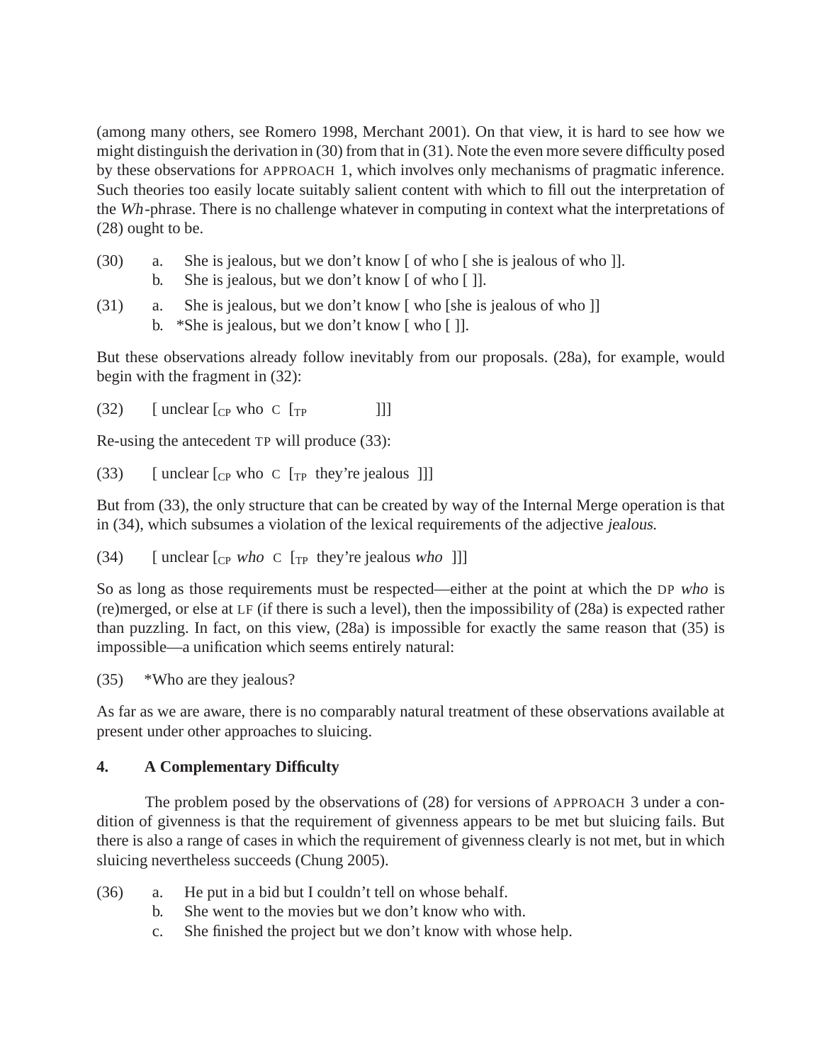(among many others, see Romero 1998, Merchant 2001). On that view, it is hard to see how we might distinguish the derivation in (30) from that in (31). Note the even more severe difficulty posed by these observations for APPROACH 1, which involves only mechanisms of pragmatic inference. Such theories too easily locate suitably salient content with which to fill out the interpretation of the *Wh*-phrase. There is no challenge whatever in computing in context what the interpretations of (28) ought to be.

(30) a. She is jealous, but we don't know [ of who [ she is jealous of who ]].
  b. She is jealous, but we don't know [ of who [ ]].

(31) a. She is jealous, but we don't know [ who [she is jealous of who ]]
  b. *She is jealous, but we don't know [ who [ ]].

But these observations already follow inevitably from our proposals. (28a), for example, would begin with the fragment in (32):

(32) [ unclear [$_{CP}$ who C [$_{TP}$ ]]]

Re-using the antecedent TP will produce (33):

(33) [ unclear [$_{CP}$ who C [$_{TP}$ they're jealous ]]]

But from (33), the only structure that can be created by way of the Internal Merge operation is that in (34), which subsumes a violation of the lexical requirements of the adjective *jealous.*

(34) [ unclear [$_{CP}$ *who* C [$_{TP}$ they're jealous *who* ]]]

So as long as those requirements must be respected—either at the point at which the DP *who* is (re)merged, or else at LF (if there is such a level), then the impossibility of (28a) is expected rather than puzzling. In fact, on this view, (28a) is impossible for exactly the same reason that (35) is impossible—a unification which seems entirely natural:

(35) *Who are they jealous?

As far as we are aware, there is no comparably natural treatment of these observations available at present under other approaches to sluicing.

## 4. A Complementary Difficulty

The problem posed by the observations of (28) for versions of APPROACH 3 under a condition of givenness is that the requirement of givenness appears to be met but sluicing fails. But there is also a range of cases in which the requirement of givenness clearly is not met, but in which sluicing nevertheless succeeds (Chung 2005).

(36) a. He put in a bid but I couldn't tell on whose behalf.
  b. She went to the movies but we don't know who with.
  c. She finished the project but we don't know with whose help.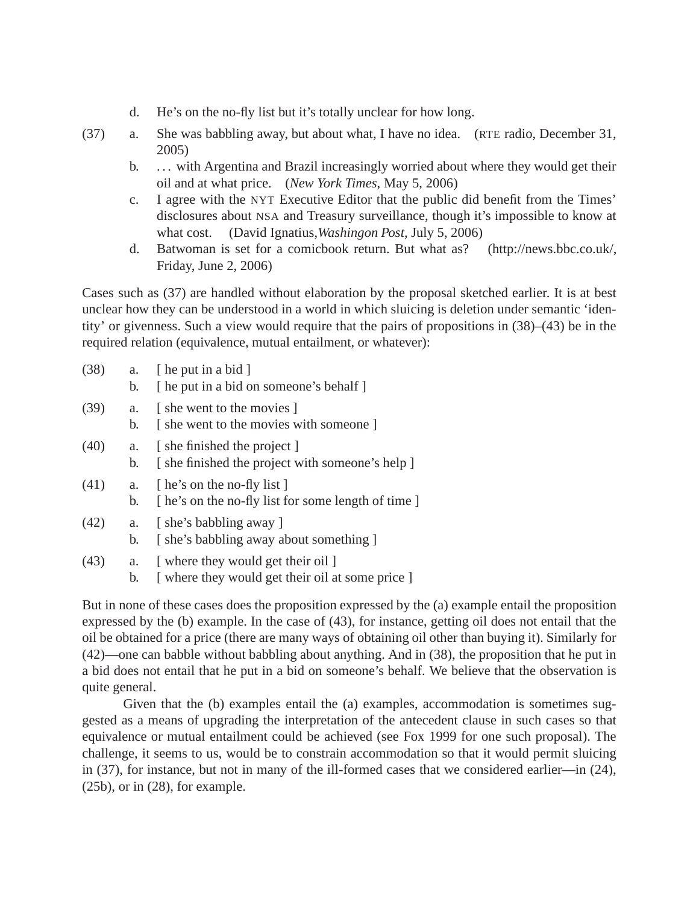d. He's on the no-fly list but it's totally unclear for how long.

(37) a. She was babbling away, but about what, I have no idea. (RTE radio, December 31, 2005)

b. . . . with Argentina and Brazil increasingly worried about where they would get their oil and at what price. (*New York Times*, May 5, 2006)

c. I agree with the NYT Executive Editor that the public did benefit from the Times' disclosures about NSA and Treasury surveillance, though it's impossible to know at what cost. (David Ignatius,*Washingon Post*, July 5, 2006)

d. Batwoman is set for a comicbook return. But what as? (http://news.bbc.co.uk/, Friday, June 2, 2006)

Cases such as (37) are handled without elaboration by the proposal sketched earlier. It is at best unclear how they can be understood in a world in which sluicing is deletion under semantic 'identity' or givenness. Such a view would require that the pairs of propositions in (38)–(43) be in the required relation (equivalence, mutual entailment, or whatever):

(38) a. [ he put in a bid ]

b. [ he put in a bid on someone's behalf ]

(39) a. [ she went to the movies ]

b. [ she went to the movies with someone ]

(40) a. [ she finished the project ]

b. [ she finished the project with someone's help ]

(41) a. [ he's on the no-fly list ]

b. [ he's on the no-fly list for some length of time ]

(42) a. [ she's babbling away ]

b. [ she's babbling away about something ]

(43) a. [ where they would get their oil ]

b. [ where they would get their oil at some price ]

But in none of these cases does the proposition expressed by the (a) example entail the proposition expressed by the (b) example. In the case of (43), for instance, getting oil does not entail that the oil be obtained for a price (there are many ways of obtaining oil other than buying it). Similarly for (42)—one can babble without babbling about anything. And in (38), the proposition that he put in a bid does not entail that he put in a bid on someone's behalf. We believe that the observation is quite general.

Given that the (b) examples entail the (a) examples, accommodation is sometimes suggested as a means of upgrading the interpretation of the antecedent clause in such cases so that equivalence or mutual entailment could be achieved (see Fox 1999 for one such proposal). The challenge, it seems to us, would be to constrain accommodation so that it would permit sluicing in (37), for instance, but not in many of the ill-formed cases that we considered earlier—in (24), (25b), or in (28), for example.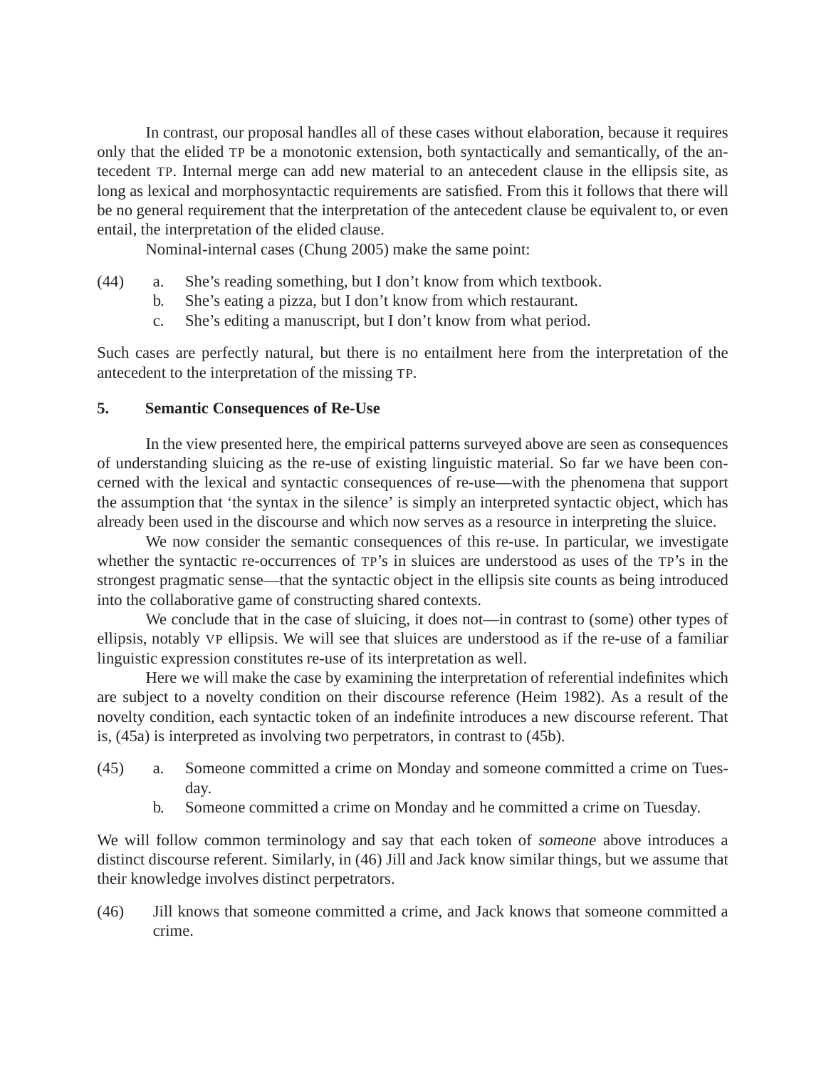In contrast, our proposal handles all of these cases without elaboration, because it requires only that the elided TP be a monotonic extension, both syntactically and semantically, of the antecedent TP. Internal merge can add new material to an antecedent clause in the ellipsis site, as long as lexical and morphosyntactic requirements are satisfied. From this it follows that there will be no general requirement that the interpretation of the antecedent clause be equivalent to, or even entail, the interpretation of the elided clause.

Nominal-internal cases (Chung 2005) make the same point:

(44) a. She's reading something, but I don't know from which textbook.
  b. She's eating a pizza, but I don't know from which restaurant.
  c. She's editing a manuscript, but I don't know from what period.

Such cases are perfectly natural, but there is no entailment here from the interpretation of the antecedent to the interpretation of the missing TP.

## 5. Semantic Consequences of Re-Use

In the view presented here, the empirical patterns surveyed above are seen as consequences of understanding sluicing as the re-use of existing linguistic material. So far we have been concerned with the lexical and syntactic consequences of re-use—with the phenomena that support the assumption that 'the syntax in the silence' is simply an interpreted syntactic object, which has already been used in the discourse and which now serves as a resource in interpreting the sluice.

We now consider the semantic consequences of this re-use. In particular, we investigate whether the syntactic re-occurrences of TP's in sluices are understood as uses of the TP's in the strongest pragmatic sense—that the syntactic object in the ellipsis site counts as being introduced into the collaborative game of constructing shared contexts.

We conclude that in the case of sluicing, it does not—in contrast to (some) other types of ellipsis, notably VP ellipsis. We will see that sluices are understood as if the re-use of a familiar linguistic expression constitutes re-use of its interpretation as well.

Here we will make the case by examining the interpretation of referential indefinites which are subject to a novelty condition on their discourse reference (Heim 1982). As a result of the novelty condition, each syntactic token of an indefinite introduces a new discourse referent. That is, (45a) is interpreted as involving two perpetrators, in contrast to (45b).

(45) a. Someone committed a crime on Monday and someone committed a crime on Tuesday.
  b. Someone committed a crime on Monday and he committed a crime on Tuesday.

We will follow common terminology and say that each token of *someone* above introduces a distinct discourse referent. Similarly, in (46) Jill and Jack know similar things, but we assume that their knowledge involves distinct perpetrators.

(46) Jill knows that someone committed a crime, and Jack knows that someone committed a crime.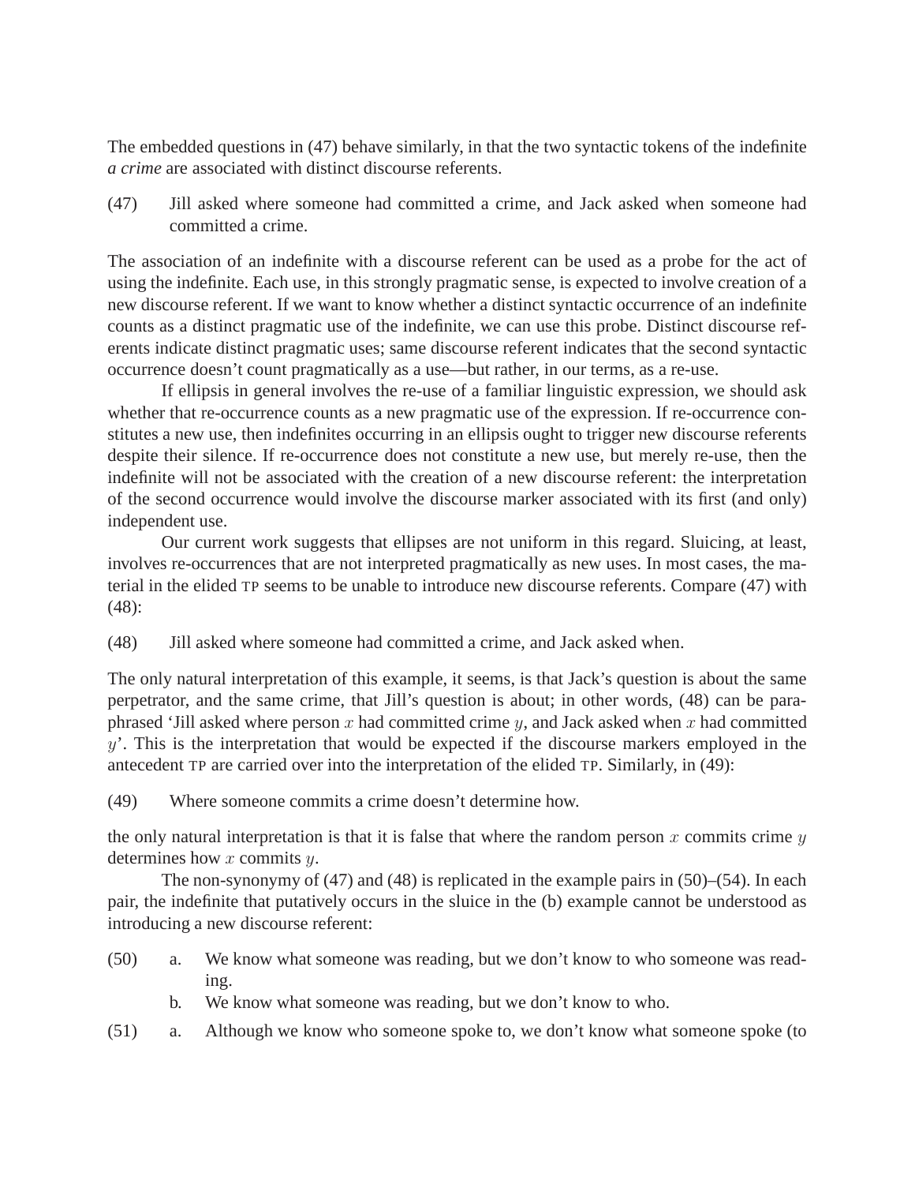The embedded questions in (47) behave similarly, in that the two syntactic tokens of the indefinite *a crime* are associated with distinct discourse referents.

(47) Jill asked where someone had committed a crime, and Jack asked when someone had committed a crime.

The association of an indefinite with a discourse referent can be used as a probe for the act of using the indefinite. Each use, in this strongly pragmatic sense, is expected to involve creation of a new discourse referent. If we want to know whether a distinct syntactic occurrence of an indefinite counts as a distinct pragmatic use of the indefinite, we can use this probe. Distinct discourse referents indicate distinct pragmatic uses; same discourse referent indicates that the second syntactic occurrence doesn't count pragmatically as a use—but rather, in our terms, as a re-use.

If ellipsis in general involves the re-use of a familiar linguistic expression, we should ask whether that re-occurrence counts as a new pragmatic use of the expression. If re-occurrence constitutes a new use, then indefinites occurring in an ellipsis ought to trigger new discourse referents despite their silence. If re-occurrence does not constitute a new use, but merely re-use, then the indefinite will not be associated with the creation of a new discourse referent: the interpretation of the second occurrence would involve the discourse marker associated with its first (and only) independent use.

Our current work suggests that ellipses are not uniform in this regard. Sluicing, at least, involves re-occurrences that are not interpreted pragmatically as new uses. In most cases, the material in the elided TP seems to be unable to introduce new discourse referents. Compare (47) with (48):

(48) Jill asked where someone had committed a crime, and Jack asked when.

The only natural interpretation of this example, it seems, is that Jack's question is about the same perpetrator, and the same crime, that Jill's question is about; in other words, (48) can be paraphrased 'Jill asked where person $x$ had committed crime $y$, and Jack asked when $x$ had committed $y$'. This is the interpretation that would be expected if the discourse markers employed in the antecedent TP are carried over into the interpretation of the elided TP. Similarly, in (49):

(49) Where someone commits a crime doesn't determine how.

the only natural interpretation is that it is false that where the random person $x$ commits crime $y$ determines how $x$ commits $y$.

The non-synonymy of (47) and (48) is replicated in the example pairs in (50)–(54). In each pair, the indefinite that putatively occurs in the sluice in the (b) example cannot be understood as introducing a new discourse referent:

(50) a. We know what someone was reading, but we don't know to who someone was reading.
  b. We know what someone was reading, but we don't know to who.

(51) a. Although we know who someone spoke to, we don't know what someone spoke (to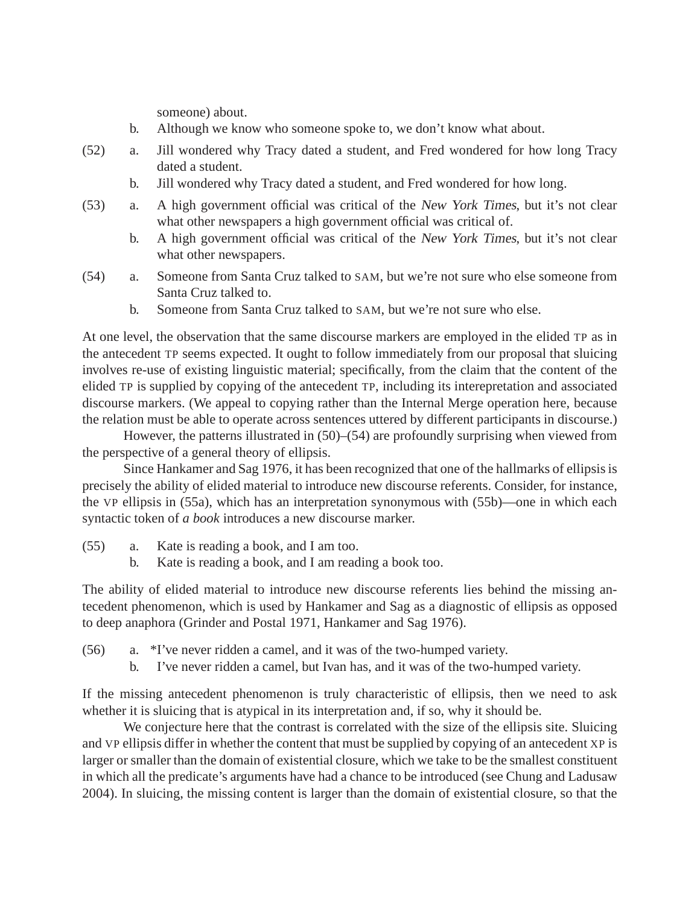someone) about.

b. Although we know who someone spoke to, we don't know what about.

(52) a. Jill wondered why Tracy dated a student, and Fred wondered for how long Tracy dated a student.

b. Jill wondered why Tracy dated a student, and Fred wondered for how long.

(53) a. A high government official was critical of the *New York Times*, but it's not clear what other newspapers a high government official was critical of.

b. A high government official was critical of the *New York Times*, but it's not clear what other newspapers.

(54) a. Someone from Santa Cruz talked to SAM, but we're not sure who else someone from Santa Cruz talked to.

b. Someone from Santa Cruz talked to SAM, but we're not sure who else.

At one level, the observation that the same discourse markers are employed in the elided TP as in the antecedent TP seems expected. It ought to follow immediately from our proposal that sluicing involves re-use of existing linguistic material; specifically, from the claim that the content of the elided TP is supplied by copying of the antecedent TP, including its interepretation and associated discourse markers. (We appeal to copying rather than the Internal Merge operation here, because the relation must be able to operate across sentences uttered by different participants in discourse.)

However, the patterns illustrated in (50)–(54) are profoundly surprising when viewed from the perspective of a general theory of ellipsis.

Since Hankamer and Sag 1976, it has been recognized that one of the hallmarks of ellipsis is precisely the ability of elided material to introduce new discourse referents. Consider, for instance, the VP ellipsis in (55a), which has an interpretation synonymous with (55b)—one in which each syntactic token of *a book* introduces a new discourse marker.

(55) a. Kate is reading a book, and I am too.

b. Kate is reading a book, and I am reading a book too.

The ability of elided material to introduce new discourse referents lies behind the missing antecedent phenomenon, which is used by Hankamer and Sag as a diagnostic of ellipsis as opposed to deep anaphora (Grinder and Postal 1971, Hankamer and Sag 1976).

(56) a. *I've never ridden a camel, and it was of the two-humped variety.

b. I've never ridden a camel, but Ivan has, and it was of the two-humped variety.

If the missing antecedent phenomenon is truly characteristic of ellipsis, then we need to ask whether it is sluicing that is atypical in its interpretation and, if so, why it should be.

We conjecture here that the contrast is correlated with the size of the ellipsis site. Sluicing and VP ellipsis differ in whether the content that must be supplied by copying of an antecedent XP is larger or smaller than the domain of existential closure, which we take to be the smallest constituent in which all the predicate's arguments have had a chance to be introduced (see Chung and Ladusaw 2004). In sluicing, the missing content is larger than the domain of existential closure, so that the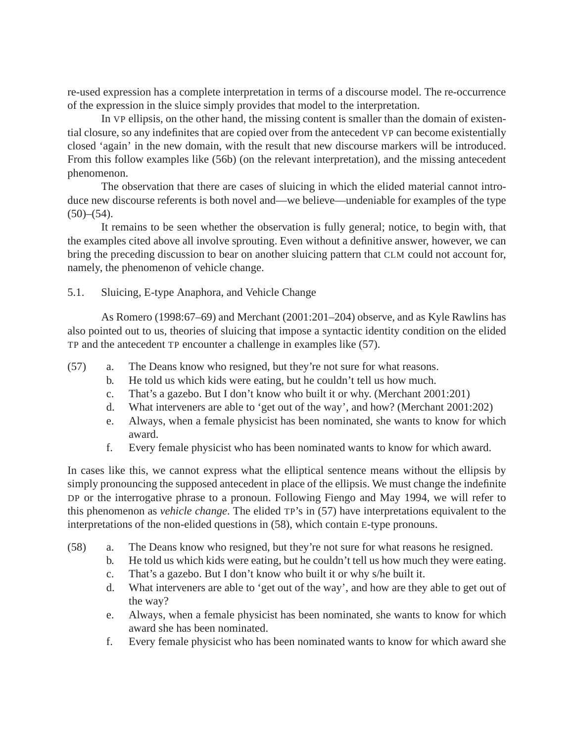re-used expression has a complete interpretation in terms of a discourse model. The re-occurrence of the expression in the sluice simply provides that model to the interpretation.

In VP ellipsis, on the other hand, the missing content is smaller than the domain of existential closure, so any indefinites that are copied over from the antecedent VP can become existentially closed 'again' in the new domain, with the result that new discourse markers will be introduced. From this follow examples like (56b) (on the relevant interpretation), and the missing antecedent phenomenon.

The observation that there are cases of sluicing in which the elided material cannot introduce new discourse referents is both novel and—we believe—undeniable for examples of the type (50)–(54).

It remains to be seen whether the observation is fully general; notice, to begin with, that the examples cited above all involve sprouting. Even without a definitive answer, however, we can bring the preceding discussion to bear on another sluicing pattern that CLM could not account for, namely, the phenomenon of vehicle change.

### 5.1. Sluicing, E-type Anaphora, and Vehicle Change

As Romero (1998:67–69) and Merchant (2001:201–204) observe, and as Kyle Rawlins has also pointed out to us, theories of sluicing that impose a syntactic identity condition on the elided TP and the antecedent TP encounter a challenge in examples like (57).

(57)
  a. The Deans know who resigned, but they're not sure for what reasons.
  b. He told us which kids were eating, but he couldn't tell us how much.
  c. That's a gazebo. But I don't know who built it or why. (Merchant 2001:201)
  d. What interveners are able to 'get out of the way', and how? (Merchant 2001:202)
  e. Always, when a female physicist has been nominated, she wants to know for which award.
  f. Every female physicist who has been nominated wants to know for which award.

In cases like this, we cannot express what the elliptical sentence means without the ellipsis by simply pronouncing the supposed antecedent in place of the ellipsis. We must change the indefinite DP or the interrogative phrase to a pronoun. Following Fiengo and May 1994, we will refer to this phenomenon as *vehicle change*. The elided TP's in (57) have interpretations equivalent to the interpretations of the non-elided questions in (58), which contain E-type pronouns.

(58)
  a. The Deans know who resigned, but they're not sure for what reasons he resigned.
  b. He told us which kids were eating, but he couldn't tell us how much they were eating.
  c. That's a gazebo. But I don't know who built it or why s/he built it.
  d. What interveners are able to 'get out of the way', and how are they able to get out of the way?
  e. Always, when a female physicist has been nominated, she wants to know for which award she has been nominated.
  f. Every female physicist who has been nominated wants to know for which award she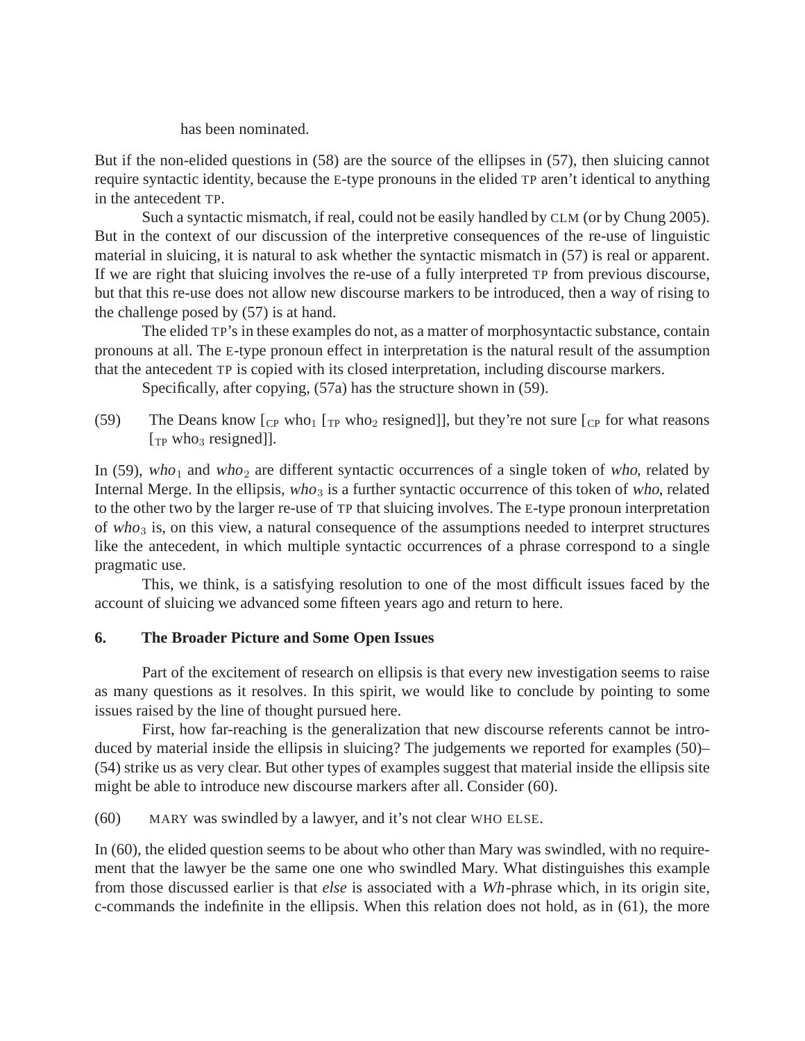has been nominated.

But if the non-elided questions in (58) are the source of the ellipses in (57), then sluicing cannot require syntactic identity, because the E-type pronouns in the elided TP aren't identical to anything in the antecedent TP.

Such a syntactic mismatch, if real, could not be easily handled by CLM (or by Chung 2005). But in the context of our discussion of the interpretive consequences of the re-use of linguistic material in sluicing, it is natural to ask whether the syntactic mismatch in (57) is real or apparent. If we are right that sluicing involves the re-use of a fully interpreted TP from previous discourse, but that this re-use does not allow new discourse markers to be introduced, then a way of rising to the challenge posed by (57) is at hand.

The elided TP's in these examples do not, as a matter of morphosyntactic substance, contain pronouns at all. The E-type pronoun effect in interpretation is the natural result of the assumption that the antecedent TP is copied with its closed interpretation, including discourse markers.

Specifically, after copying, (57a) has the structure shown in (59).

(59) The Deans know [$_{\text{CP}}$ who$_1$ [$_{\text{TP}}$ who$_2$ resigned]], but they're not sure [$_{\text{CP}}$ for what reasons [$_{\text{TP}}$ who$_3$ resigned]].

In (59), *who*$_1$ and *who*$_2$ are different syntactic occurrences of a single token of *who*, related by Internal Merge. In the ellipsis, *who*$_3$ is a further syntactic occurrence of this token of *who*, related to the other two by the larger re-use of TP that sluicing involves. The E-type pronoun interpretation of *who*$_3$ is, on this view, a natural consequence of the assumptions needed to interpret structures like the antecedent, in which multiple syntactic occurrences of a phrase correspond to a single pragmatic use.

This, we think, is a satisfying resolution to one of the most difficult issues faced by the account of sluicing we advanced some fifteen years ago and return to here.

## 6. The Broader Picture and Some Open Issues

Part of the excitement of research on ellipsis is that every new investigation seems to raise as many questions as it resolves. In this spirit, we would like to conclude by pointing to some issues raised by the line of thought pursued here.

First, how far-reaching is the generalization that new discourse referents cannot be introduced by material inside the ellipsis in sluicing? The judgements we reported for examples (50)–(54) strike us as very clear. But other types of examples suggest that material inside the ellipsis site might be able to introduce new discourse markers after all. Consider (60).

(60) MARY was swindled by a lawyer, and it's not clear WHO ELSE.

In (60), the elided question seems to be about who other than Mary was swindled, with no requirement that the lawyer be the same one one who swindled Mary. What distinguishes this example from those discussed earlier is that *else* is associated with a *Wh*-phrase which, in its origin site, c-commands the indefinite in the ellipsis. When this relation does not hold, as in (61), the more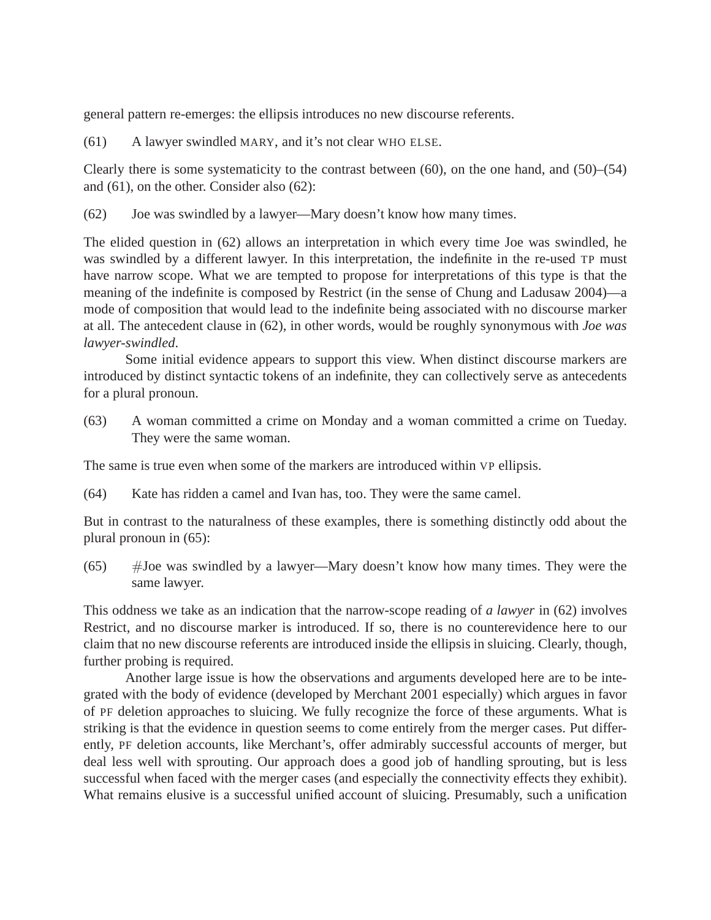general pattern re-emerges: the ellipsis introduces no new discourse referents.

(61) A lawyer swindled MARY, and it's not clear WHO ELSE.

Clearly there is some systematicity to the contrast between (60), on the one hand, and (50)–(54) and (61), on the other. Consider also (62):

(62) Joe was swindled by a lawyer—Mary doesn't know how many times.

The elided question in (62) allows an interpretation in which every time Joe was swindled, he was swindled by a different lawyer. In this interpretation, the indefinite in the re-used TP must have narrow scope. What we are tempted to propose for interpretations of this type is that the meaning of the indefinite is composed by Restrict (in the sense of Chung and Ladusaw 2004)—a mode of composition that would lead to the indefinite being associated with no discourse marker at all. The antecedent clause in (62), in other words, would be roughly synonymous with *Joe was lawyer-swindled*.

Some initial evidence appears to support this view. When distinct discourse markers are introduced by distinct syntactic tokens of an indefinite, they can collectively serve as antecedents for a plural pronoun.

(63) A woman committed a crime on Monday and a woman committed a crime on Tueday. They were the same woman.

The same is true even when some of the markers are introduced within VP ellipsis.

(64) Kate has ridden a camel and Ivan has, too. They were the same camel.

But in contrast to the naturalness of these examples, there is something distinctly odd about the plural pronoun in (65):

(65) #Joe was swindled by a lawyer—Mary doesn't know how many times. They were the same lawyer.

This oddness we take as an indication that the narrow-scope reading of *a lawyer* in (62) involves Restrict, and no discourse marker is introduced. If so, there is no counterevidence here to our claim that no new discourse referents are introduced inside the ellipsis in sluicing. Clearly, though, further probing is required.

Another large issue is how the observations and arguments developed here are to be integrated with the body of evidence (developed by Merchant 2001 especially) which argues in favor of PF deletion approaches to sluicing. We fully recognize the force of these arguments. What is striking is that the evidence in question seems to come entirely from the merger cases. Put differently, PF deletion accounts, like Merchant's, offer admirably successful accounts of merger, but deal less well with sprouting. Our approach does a good job of handling sprouting, but is less successful when faced with the merger cases (and especially the connectivity effects they exhibit). What remains elusive is a successful unified account of sluicing. Presumably, such a unification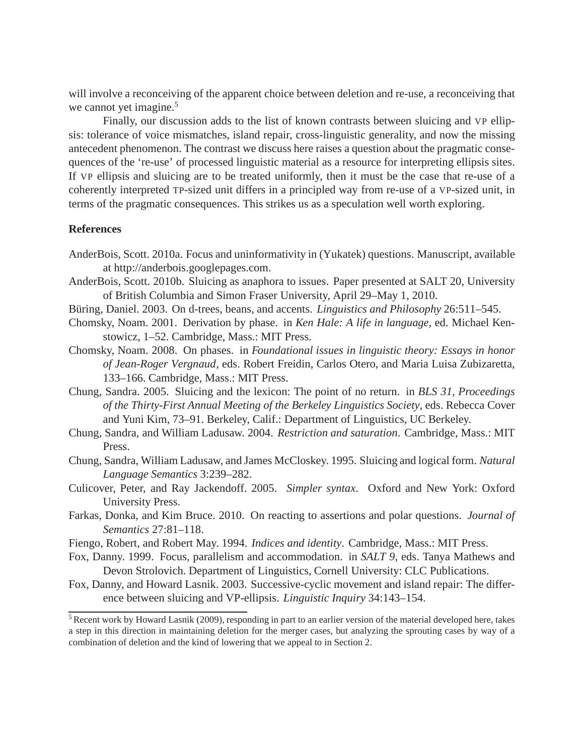will involve a reconceiving of the apparent choice between deletion and re-use, a reconceiving that we cannot yet imagine.[5]

Finally, our discussion adds to the list of known contrasts between sluicing and VP ellipsis: tolerance of voice mismatches, island repair, cross-linguistic generality, and now the missing antecedent phenomenon. The contrast we discuss here raises a question about the pragmatic consequences of the 're-use' of processed linguistic material as a resource for interpreting ellipsis sites. If VP ellipsis and sluicing are to be treated uniformly, then it must be the case that re-use of a coherently interpreted TP-sized unit differs in a principled way from re-use of a VP-sized unit, in terms of the pragmatic consequences. This strikes us as a speculation well worth exploring.

## References

AnderBois, Scott. 2010a. Focus and uninformativity in (Yukatek) questions. Manuscript, available at http://anderbois.googlepages.com.

AnderBois, Scott. 2010b. Sluicing as anaphora to issues. Paper presented at SALT 20, University of British Columbia and Simon Fraser University, April 29–May 1, 2010.

Büring, Daniel. 2003. On d-trees, beans, and accents. *Linguistics and Philosophy* 26:511–545.

Chomsky, Noam. 2001. Derivation by phase. in *Ken Hale: A life in language*, ed. Michael Kenstowicz, 1–52. Cambridge, Mass.: MIT Press.

Chomsky, Noam. 2008. On phases. in *Foundational issues in linguistic theory: Essays in honor of Jean-Roger Vergnaud*, eds. Robert Freidin, Carlos Otero, and Maria Luisa Zubizaretta, 133–166. Cambridge, Mass.: MIT Press.

Chung, Sandra. 2005. Sluicing and the lexicon: The point of no return. in *BLS 31, Proceedings of the Thirty-First Annual Meeting of the Berkeley Linguistics Society*, eds. Rebecca Cover and Yuni Kim, 73–91. Berkeley, Calif.: Department of Linguistics, UC Berkeley.

Chung, Sandra, and William Ladusaw. 2004. *Restriction and saturation*. Cambridge, Mass.: MIT Press.

Chung, Sandra, William Ladusaw, and James McCloskey. 1995. Sluicing and logical form. *Natural Language Semantics* 3:239–282.

Culicover, Peter, and Ray Jackendoff. 2005. *Simpler syntax*. Oxford and New York: Oxford University Press.

Farkas, Donka, and Kim Bruce. 2010. On reacting to assertions and polar questions. *Journal of Semantics* 27:81–118.

Fiengo, Robert, and Robert May. 1994. *Indices and identity*. Cambridge, Mass.: MIT Press.

Fox, Danny. 1999. Focus, parallelism and accommodation. in *SALT 9*, eds. Tanya Mathews and Devon Strolovich. Department of Linguistics, Cornell University: CLC Publications.

Fox, Danny, and Howard Lasnik. 2003. Successive-cyclic movement and island repair: The difference between sluicing and VP-ellipsis. *Linguistic Inquiry* 34:143–154.

[5] Recent work by Howard Lasnik (2009), responding in part to an earlier version of the material developed here, takes a step in this direction in maintaining deletion for the merger cases, but analyzing the sprouting cases by way of a combination of deletion and the kind of lowering that we appeal to in Section 2.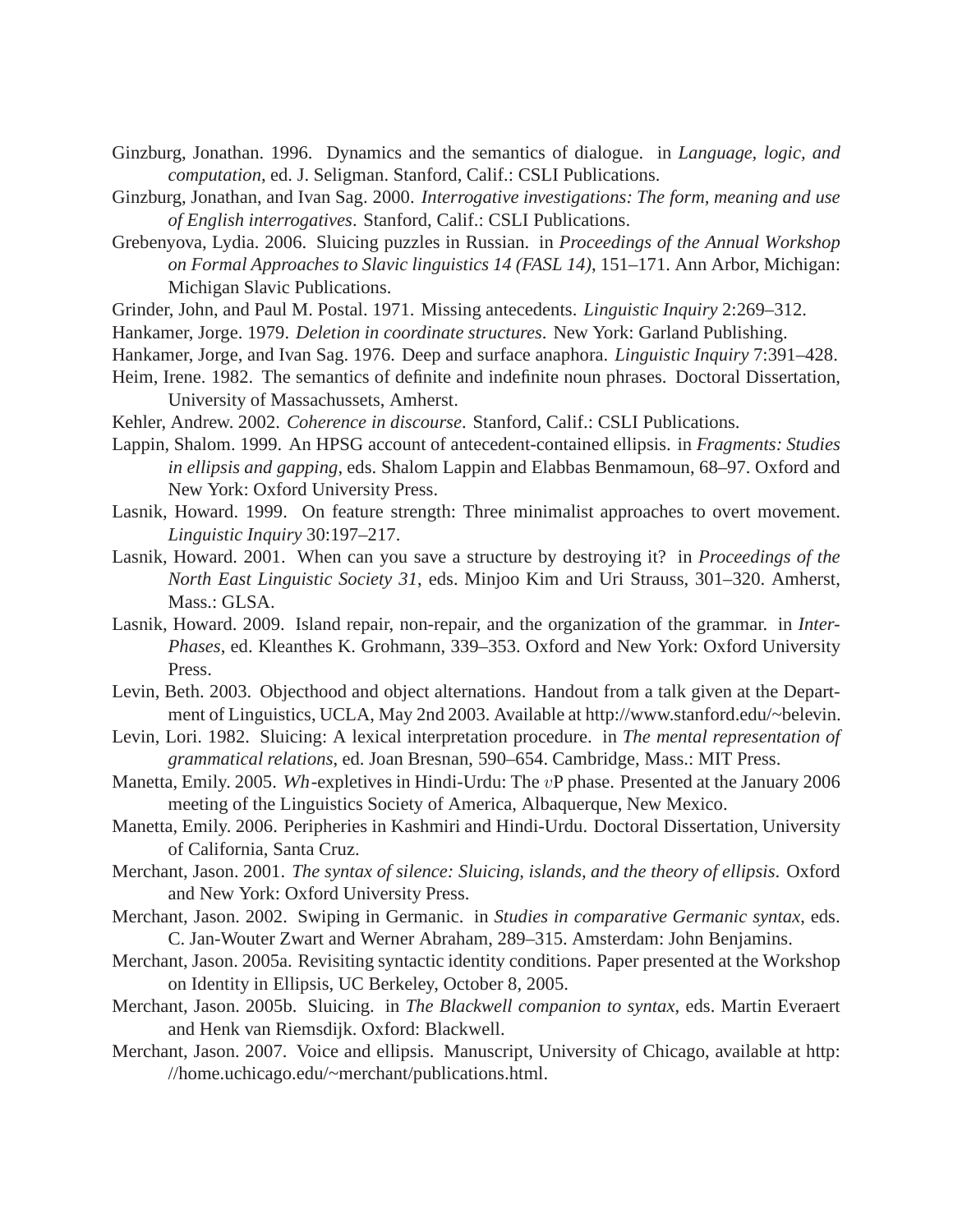Ginzburg, Jonathan. 1996. Dynamics and the semantics of dialogue. in *Language, logic, and computation*, ed. J. Seligman. Stanford, Calif.: CSLI Publications.

Ginzburg, Jonathan, and Ivan Sag. 2000. *Interrogative investigations: The form, meaning and use of English interrogatives*. Stanford, Calif.: CSLI Publications.

Grebenyova, Lydia. 2006. Sluicing puzzles in Russian. in *Proceedings of the Annual Workshop on Formal Approaches to Slavic linguistics 14 (FASL 14)*, 151–171. Ann Arbor, Michigan: Michigan Slavic Publications.

Grinder, John, and Paul M. Postal. 1971. Missing antecedents. *Linguistic Inquiry* 2:269–312.

Hankamer, Jorge. 1979. *Deletion in coordinate structures*. New York: Garland Publishing.

Hankamer, Jorge, and Ivan Sag. 1976. Deep and surface anaphora. *Linguistic Inquiry* 7:391–428.

Heim, Irene. 1982. The semantics of definite and indefinite noun phrases. Doctoral Dissertation, University of Massachussets, Amherst.

Kehler, Andrew. 2002. *Coherence in discourse*. Stanford, Calif.: CSLI Publications.

Lappin, Shalom. 1999. An HPSG account of antecedent-contained ellipsis. in *Fragments: Studies in ellipsis and gapping*, eds. Shalom Lappin and Elabbas Benmamoun, 68–97. Oxford and New York: Oxford University Press.

Lasnik, Howard. 1999. On feature strength: Three minimalist approaches to overt movement. *Linguistic Inquiry* 30:197–217.

Lasnik, Howard. 2001. When can you save a structure by destroying it? in *Proceedings of the North East Linguistic Society 31*, eds. Minjoo Kim and Uri Strauss, 301–320. Amherst, Mass.: GLSA.

Lasnik, Howard. 2009. Island repair, non-repair, and the organization of the grammar. in *Inter-Phases*, ed. Kleanthes K. Grohmann, 339–353. Oxford and New York: Oxford University Press.

Levin, Beth. 2003. Objecthood and object alternations. Handout from a talk given at the Department of Linguistics, UCLA, May 2nd 2003. Available at http://www.stanford.edu/~belevin.

Levin, Lori. 1982. Sluicing: A lexical interpretation procedure. in *The mental representation of grammatical relations*, ed. Joan Bresnan, 590–654. Cambridge, Mass.: MIT Press.

Manetta, Emily. 2005. *Wh*-expletives in Hindi-Urdu: The $v$P phase. Presented at the January 2006 meeting of the Linguistics Society of America, Albaquerque, New Mexico.

Manetta, Emily. 2006. Peripheries in Kashmiri and Hindi-Urdu. Doctoral Dissertation, University of California, Santa Cruz.

Merchant, Jason. 2001. *The syntax of silence: Sluicing, islands, and the theory of ellipsis*. Oxford and New York: Oxford University Press.

Merchant, Jason. 2002. Swiping in Germanic. in *Studies in comparative Germanic syntax*, eds. C. Jan-Wouter Zwart and Werner Abraham, 289–315. Amsterdam: John Benjamins.

Merchant, Jason. 2005a. Revisiting syntactic identity conditions. Paper presented at the Workshop on Identity in Ellipsis, UC Berkeley, October 8, 2005.

Merchant, Jason. 2005b. Sluicing. in *The Blackwell companion to syntax*, eds. Martin Everaert and Henk van Riemsdijk. Oxford: Blackwell.

Merchant, Jason. 2007. Voice and ellipsis. Manuscript, University of Chicago, available at http://home.uchicago.edu/~merchant/publications.html.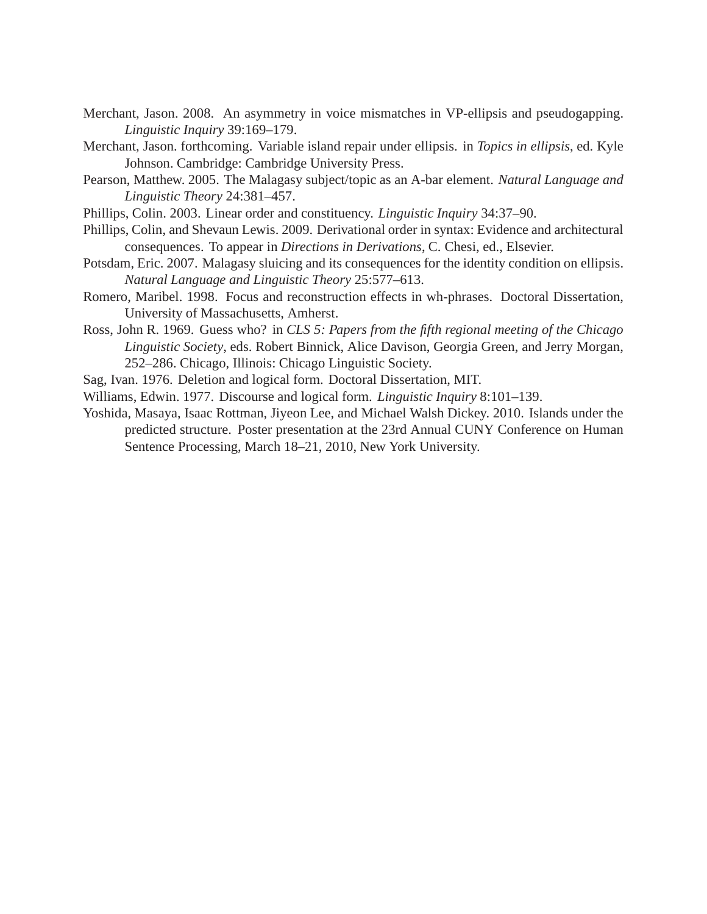Merchant, Jason. 2008. An asymmetry in voice mismatches in VP-ellipsis and pseudogapping. *Linguistic Inquiry* 39:169–179.

Merchant, Jason. forthcoming. Variable island repair under ellipsis. in *Topics in ellipsis*, ed. Kyle Johnson. Cambridge: Cambridge University Press.

Pearson, Matthew. 2005. The Malagasy subject/topic as an A-bar element. *Natural Language and Linguistic Theory* 24:381–457.

Phillips, Colin. 2003. Linear order and constituency. *Linguistic Inquiry* 34:37–90.

Phillips, Colin, and Shevaun Lewis. 2009. Derivational order in syntax: Evidence and architectural consequences. To appear in *Directions in Derivations*, C. Chesi, ed., Elsevier.

Potsdam, Eric. 2007. Malagasy sluicing and its consequences for the identity condition on ellipsis. *Natural Language and Linguistic Theory* 25:577–613.

Romero, Maribel. 1998. Focus and reconstruction effects in wh-phrases. Doctoral Dissertation, University of Massachusetts, Amherst.

Ross, John R. 1969. Guess who? in *CLS 5: Papers from the fifth regional meeting of the Chicago Linguistic Society*, eds. Robert Binnick, Alice Davison, Georgia Green, and Jerry Morgan, 252–286. Chicago, Illinois: Chicago Linguistic Society.

Sag, Ivan. 1976. Deletion and logical form. Doctoral Dissertation, MIT.

Williams, Edwin. 1977. Discourse and logical form. *Linguistic Inquiry* 8:101–139.

Yoshida, Masaya, Isaac Rottman, Jiyeon Lee, and Michael Walsh Dickey. 2010. Islands under the predicted structure. Poster presentation at the 23rd Annual CUNY Conference on Human Sentence Processing, March 18–21, 2010, New York University.